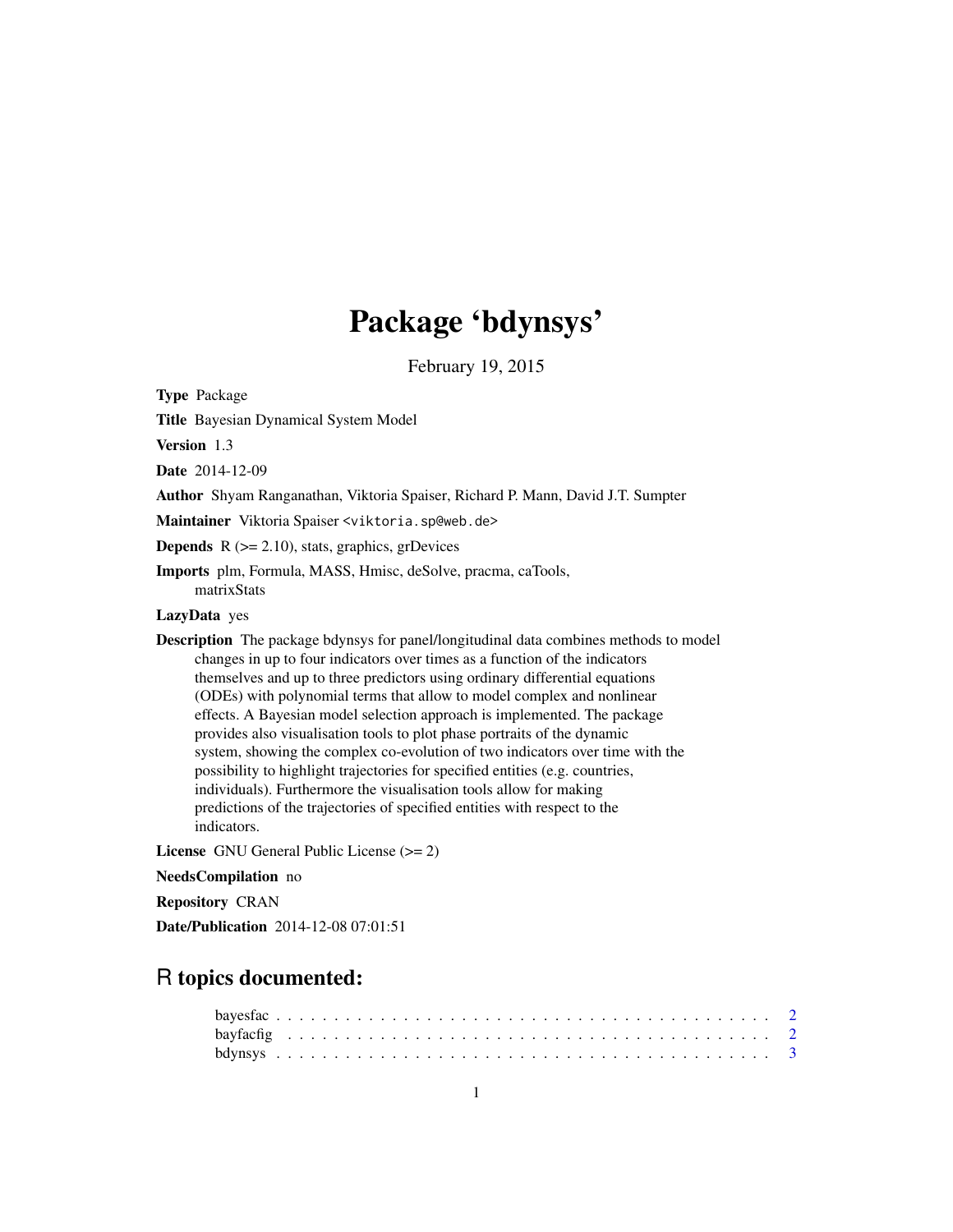# Package 'bdynsys'

February 19, 2015

**Type** Package

**Title** Bayesian Dynamical System Model

**Version** 1.3

**Date** 2014-12-09

**Author** Shyam Ranganathan, Viktoria Spaiser, Richard P. Mann, David J.T. Sumpter

**Maintainer** Viktoria Spaiser <viktoria.sp@web.de>

**Depends** R (>= 2.10), stats, graphics, grDevices

**Imports** plm, Formula, MASS, Hmisc, deSolve, pracma, caTools, matrixStats

**LazyData** yes

**Description** The package bdynsys for panel/longitudinal data combines methods to model changes in up to four indicators over times as a function of the indicators themselves and up to three predictors using ordinary differential equations (ODEs) with polynomial terms that allow to model complex and nonlinear effects. A Bayesian model selection approach is implemented. The package provides also visualisation tools to plot phase portraits of the dynamic system, showing the complex co-evolution of two indicators over time with the possibility to highlight trajectories for specified entities (e.g. countries, individuals). Furthermore the visualisation tools allow for making predictions of the trajectories of specified entities with respect to the indicators.

**License** GNU General Public License (>= 2)

**NeedsCompilation** no

**Repository** CRAN

**Date/Publication** 2014-12-08 07:01:51

## R topics documented:

bayesfac . . . . . . . . . . . . . . . . . . . . . . . . . . . . . . . . . . . . . . . . . 2
bayfacfig . . . . . . . . . . . . . . . . . . . . . . . . . . . . . . . . . . . . . . . . 2
bdynsys . . . . . . . . . . . . . . . . . . . . . . . . . . . . . . . . . . . . . . . . . 3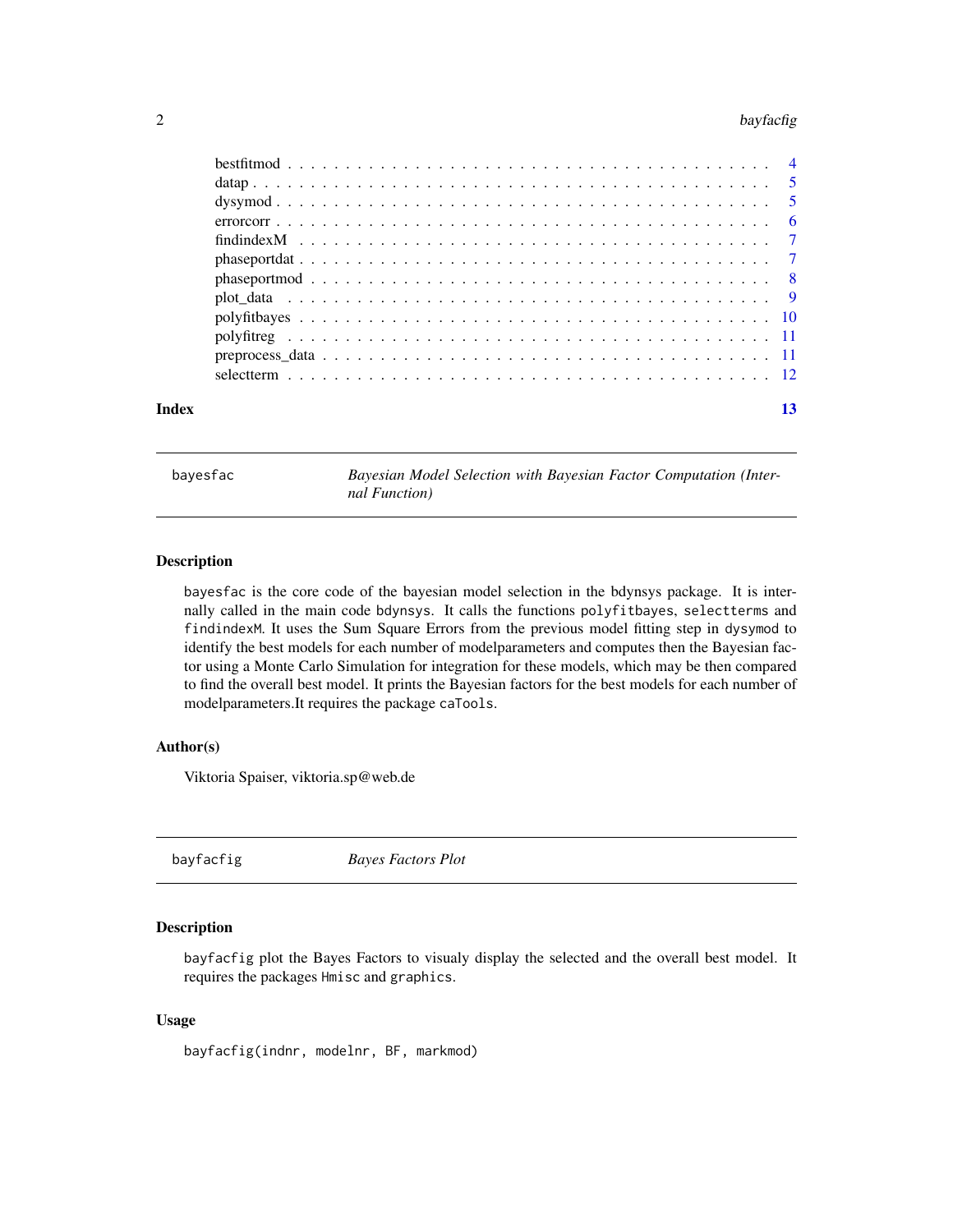| | |
|---|---|
| bestfitmod | 4 |
| datap | 5 |
| dysymod | 5 |
| errorcorr | 6 |
| findindexM | 7 |
| phaseportdat | 7 |
| phaseportmod | 8 |
| plot_data | 9 |
| polyfitbayes | 10 |
| polyfitreg | 11 |
| preprocess_data | 11 |
| selectterm | 12 |

**Index** **13**

---

`bayesfac` *Bayesian Model Selection with Bayesian Factor Computation (Internal Function)*

---

## Description

`bayesfac` is the core code of the bayesian model selection in the bdynsys package. It is internally called in the main code `bdynsys`. It calls the functions `polyfitbayes`, `selectterms` and `findindexM`. It uses the Sum Square Errors from the previous model fitting step in `dysymod` to identify the best models for each number of modelparameters and computes then the Bayesian factor using a Monte Carlo Simulation for integration for these models, which may be then compared to find the overall best model. It prints the Bayesian factors for the best models for each number of modelparameters.It requires the package `caTools`.

## Author(s)

Viktoria Spaiser, viktoria.sp@web.de

---

`bayfacfig` *Bayes Factors Plot*

---

## Description

`bayfacfig` plot the Bayes Factors to visualy display the selected and the overall best model. It requires the packages `Hmisc` and `graphics`.

## Usage

```
bayfacfig(indnr, modelnr, BF, markmod)
```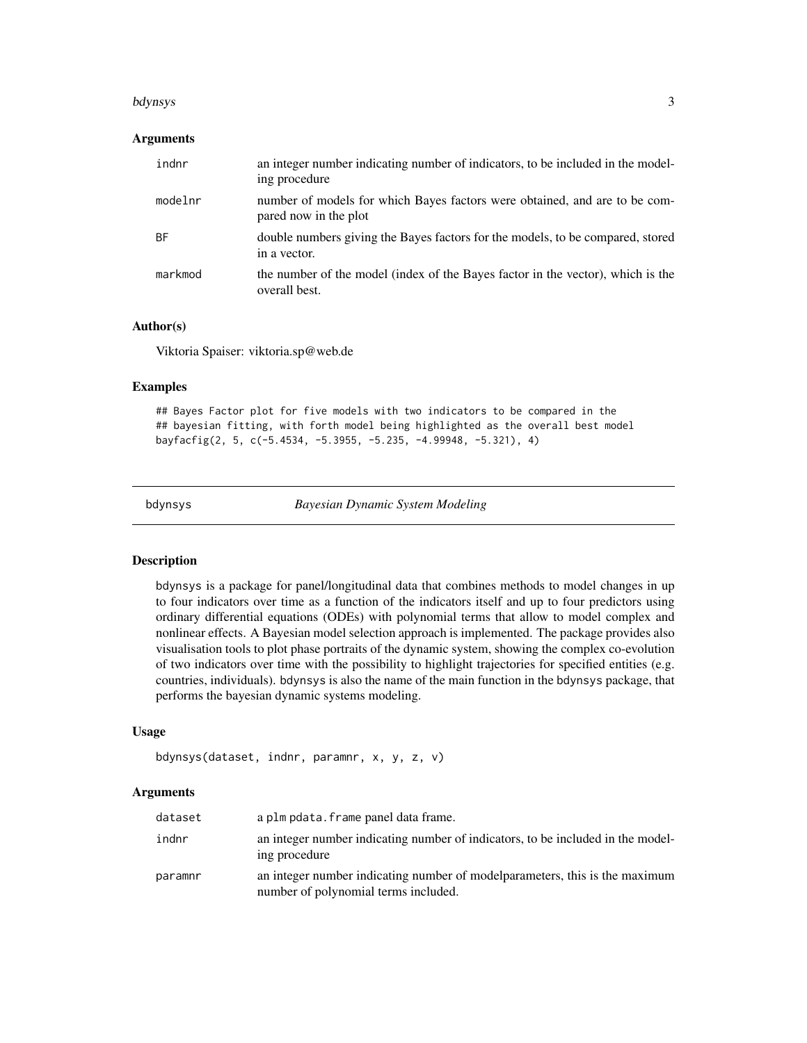### Arguments

| | |
|---|---|
| `indnr` | an integer number indicating number of indicators, to be included in the modeling procedure |
| `modelnr` | number of models for which Bayes factors were obtained, and are to be compared now in the plot |
| `BF` | double numbers giving the Bayes factors for the models, to be compared, stored in a vector. |
| `markmod` | the number of the model (index of the Bayes factor in the vector), which is the overall best. |

### Author(s)

Viktoria Spaiser: viktoria.sp@web.de

### Examples

```
## Bayes Factor plot for five models with two indicators to be compared in the
## bayesian fitting, with forth model being highlighted as the overall best model
bayfacfig(2, 5, c(-5.4534, -5.3955, -5.235, -4.99948, -5.321), 4)
```

---

## bdynsys — *Bayesian Dynamic System Modeling*

### Description

bdynsys is a package for panel/longitudinal data that combines methods to model changes in up to four indicators over time as a function of the indicators itself and up to four predictors using ordinary differential equations (ODEs) with polynomial terms that allow to model complex and nonlinear effects. A Bayesian model selection approach is implemented. The package provides also visualisation tools to plot phase portraits of the dynamic system, showing the complex co-evolution of two indicators over time with the possibility to highlight trajectories for specified entities (e.g. countries, individuals). bdynsys is also the name of the main function in the bdynsys package, that performs the bayesian dynamic systems modeling.

### Usage

```
bdynsys(dataset, indnr, paramnr, x, y, z, v)
```

### Arguments

| | |
|---|---|
| `dataset` | a plm pdata.frame panel data frame. |
| `indnr` | an integer number indicating number of indicators, to be included in the modeling procedure |
| `paramnr` | an integer number indicating number of modelparameters, this is the maximum number of polynomial terms included. |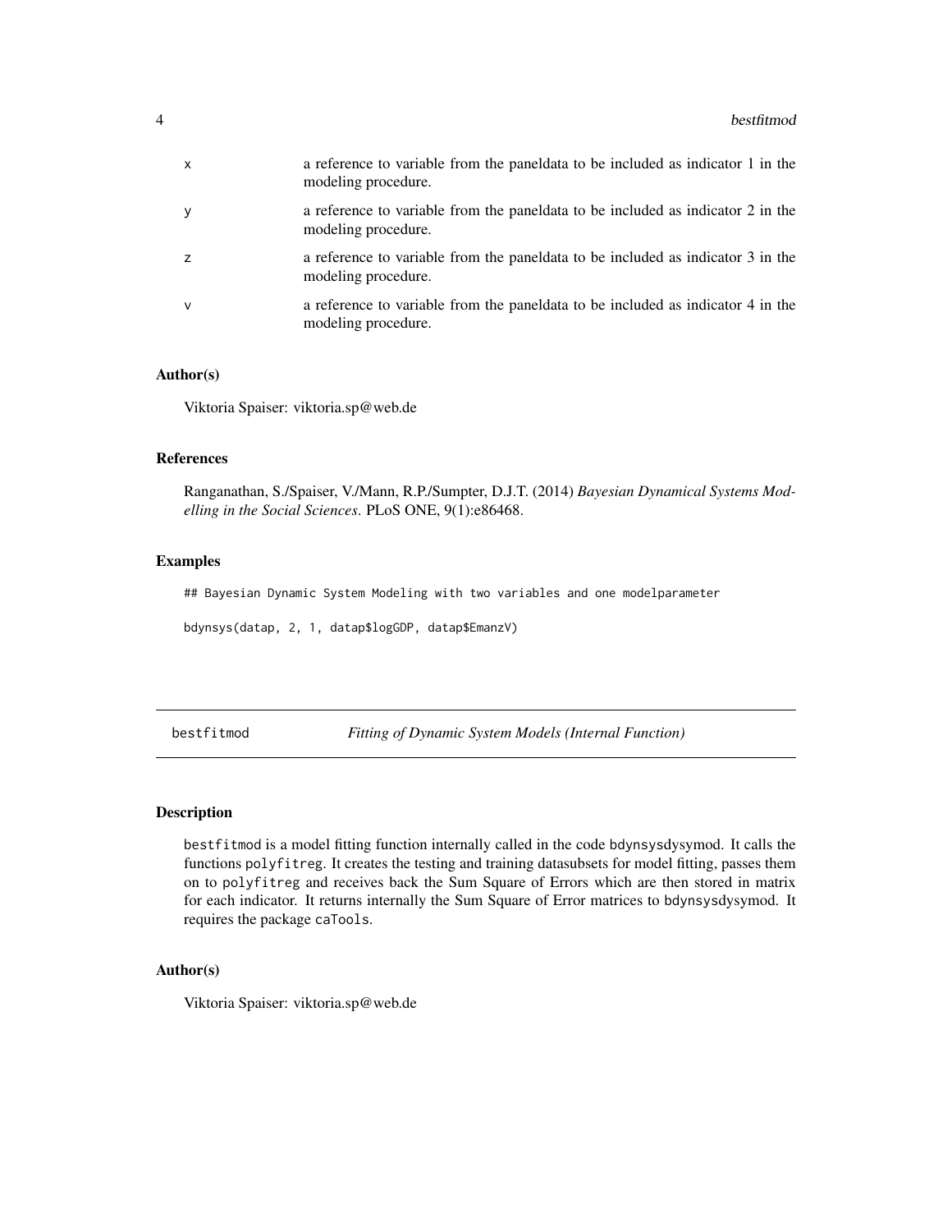| | |
|---|---|
| x | a reference to variable from the paneldata to be included as indicator 1 in the modeling procedure. |
| y | a reference to variable from the paneldata to be included as indicator 2 in the modeling procedure. |
| z | a reference to variable from the paneldata to be included as indicator 3 in the modeling procedure. |
| v | a reference to variable from the paneldata to be included as indicator 4 in the modeling procedure. |

### Author(s)

Viktoria Spaiser: viktoria.sp@web.de

### References

Ranganathan, S./Spaiser, V./Mann, R.P./Sumpter, D.J.T. (2014) *Bayesian Dynamical Systems Modelling in the Social Sciences*. PLoS ONE, 9(1):e86468.

### Examples

```
## Bayesian Dynamic System Modeling with two variables and one modelparameter

bdynsys(datap, 2, 1, datap$logGDP, datap$EmanzV)
```

---

## bestfitmod &emsp; *Fitting of Dynamic System Models (Internal Function)*

---

### Description

bestfitmod is a model fitting function internally called in the code bdynsysdysymod. It calls the functions polyfitreg. It creates the testing and training datasubsets for model fitting, passes them on to polyfitreg and receives back the Sum Square of Errors which are then stored in matrix for each indicator. It returns internally the Sum Square of Error matrices to bdynsysdysymod. It requires the package caTools.

### Author(s)

Viktoria Spaiser: viktoria.sp@web.de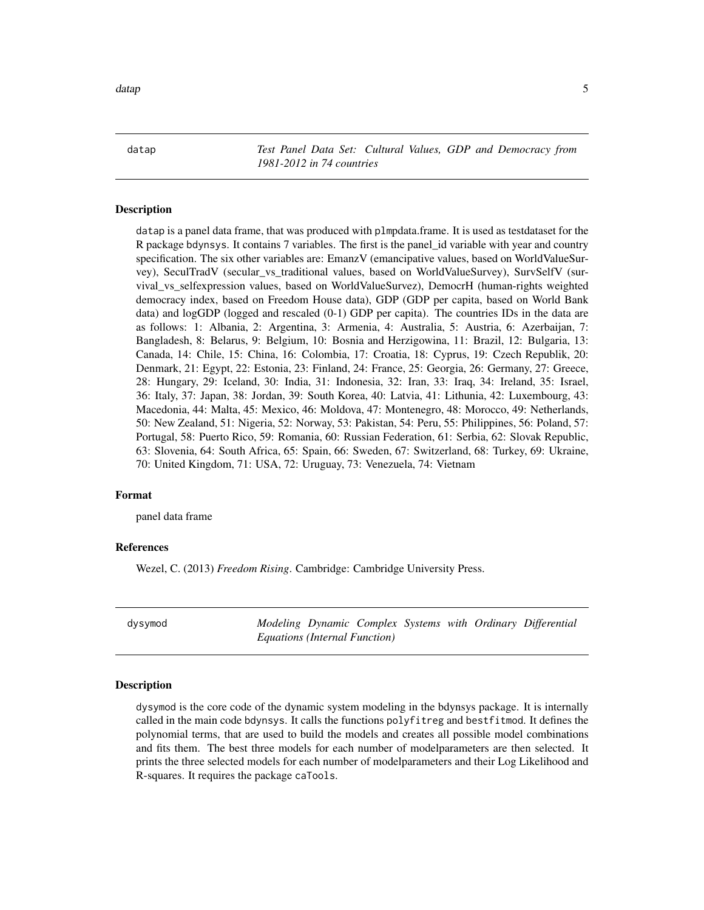## datap — *Test Panel Data Set: Cultural Values, GDP and Democracy from 1981-2012 in 74 countries*

### Description

datap is a panel data frame, that was produced with plmpdata.frame. It is used as testdataset for the R package bdynsys. It contains 7 variables. The first is the panel_id variable with year and country specification. The six other variables are: EmanzV (emancipative values, based on WorldValueSurvey), SeculTradV (secular_vs_traditional values, based on WorldValueSurvey), SurvSelfV (survival_vs_selfexpression values, based on WorldValueSurvez), DemocrH (human-rights weighted democracy index, based on Freedom House data), GDP (GDP per capita, based on World Bank data) and logGDP (logged and rescaled (0-1) GDP per capita). The countries IDs in the data are as follows: 1: Albania, 2: Argentina, 3: Armenia, 4: Australia, 5: Austria, 6: Azerbaijan, 7: Bangladesh, 8: Belarus, 9: Belgium, 10: Bosnia and Herzigowina, 11: Brazil, 12: Bulgaria, 13: Canada, 14: Chile, 15: China, 16: Colombia, 17: Croatia, 18: Cyprus, 19: Czech Republik, 20: Denmark, 21: Egypt, 22: Estonia, 23: Finland, 24: France, 25: Georgia, 26: Germany, 27: Greece, 28: Hungary, 29: Iceland, 30: India, 31: Indonesia, 32: Iran, 33: Iraq, 34: Ireland, 35: Israel, 36: Italy, 37: Japan, 38: Jordan, 39: South Korea, 40: Latvia, 41: Lithunia, 42: Luxembourg, 43: Macedonia, 44: Malta, 45: Mexico, 46: Moldova, 47: Montenegro, 48: Morocco, 49: Netherlands, 50: New Zealand, 51: Nigeria, 52: Norway, 53: Pakistan, 54: Peru, 55: Philippines, 56: Poland, 57: Portugal, 58: Puerto Rico, 59: Romania, 60: Russian Federation, 61: Serbia, 62: Slovak Republic, 63: Slovenia, 64: South Africa, 65: Spain, 66: Sweden, 67: Switzerland, 68: Turkey, 69: Ukraine, 70: United Kingdom, 71: USA, 72: Uruguay, 73: Venezuela, 74: Vietnam

### Format

panel data frame

### References

Wezel, C. (2013) *Freedom Rising*. Cambridge: Cambridge University Press.

## dysymod — *Modeling Dynamic Complex Systems with Ordinary Differential Equations (Internal Function)*

### Description

dysymod is the core code of the dynamic system modeling in the bdynsys package. It is internally called in the main code bdynsys. It calls the functions polyfitreg and bestfitmod. It defines the polynomial terms, that are used to build the models and creates all possible model combinations and fits them. The best three models for each number of modelparameters are then selected. It prints the three selected models for each number of modelparameters and their Log Likelihood and R-squares. It requires the package caTools.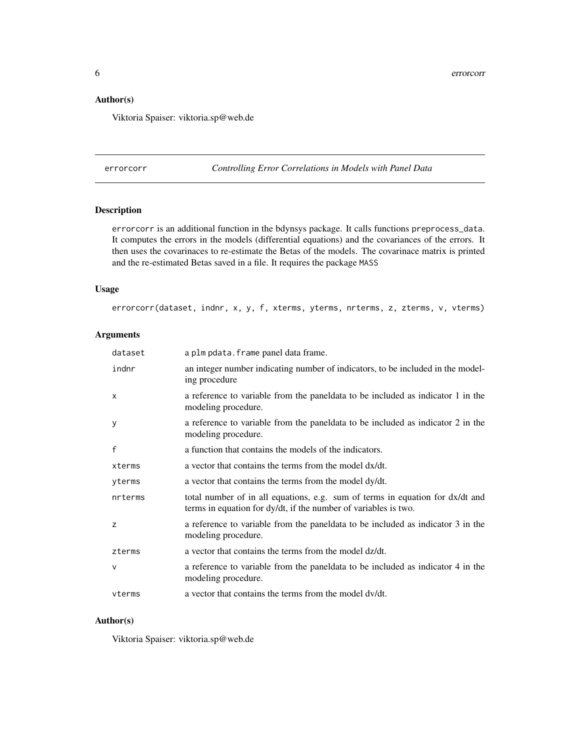### Author(s)

Viktoria Spaiser: viktoria.sp@web.de

## errorcorr — *Controlling Error Correlations in Models with Panel Data*

### Description

errorcorr is an additional function in the bdynsys package. It calls functions preprocess_data. It computes the errors in the models (differential equations) and the covariances of the errors. It then uses the covarinaces to re-estimate the Betas of the models. The covarinace matrix is printed and the re-estimated Betas saved in a file. It requires the package MASS

### Usage

```
errorcorr(dataset, indnr, x, y, f, xterms, yterms, nrterms, z, zterms, v, vterms)
```

### Arguments

| | |
|---|---|
| dataset | a plm pdata.frame panel data frame. |
| indnr | an integer number indicating number of indicators, to be included in the modeling procedure |
| x | a reference to variable from the paneldata to be included as indicator 1 in the modeling procedure. |
| y | a reference to variable from the paneldata to be included as indicator 2 in the modeling procedure. |
| f | a function that contains the models of the indicators. |
| xterms | a vector that contains the terms from the model dx/dt. |
| yterms | a vector that contains the terms from the model dy/dt. |
| nrterms | total number of in all equations, e.g. sum of terms in equation for dx/dt and terms in equation for dy/dt, if the number of variables is two. |
| z | a reference to variable from the paneldata to be included as indicator 3 in the modeling procedure. |
| zterms | a vector that contains the terms from the model dz/dt. |
| v | a reference to variable from the paneldata to be included as indicator 4 in the modeling procedure. |
| vterms | a vector that contains the terms from the model dv/dt. |

### Author(s)

Viktoria Spaiser: viktoria.sp@web.de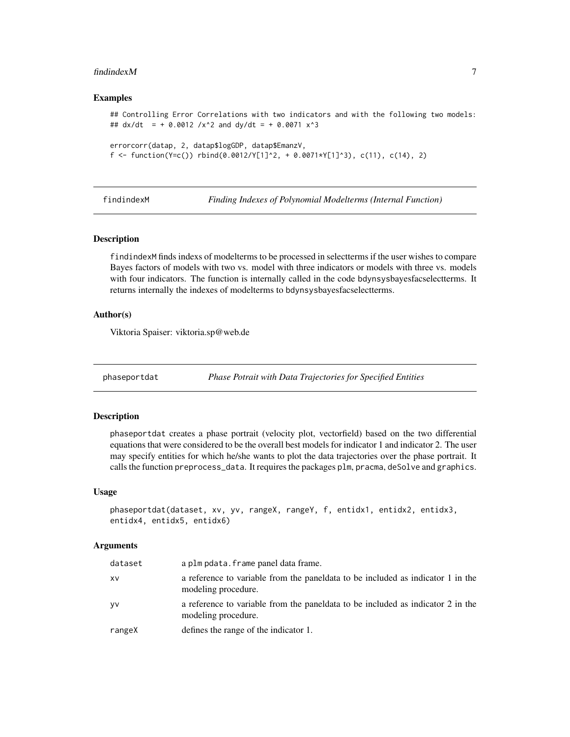### Examples

```
## Controlling Error Correlations with two indicators and with the following two models:
## dx/dt  = + 0.0012 /x^2 and dy/dt = + 0.0071 x^3

errorcorr(datap, 2, datap$logGDP, datap$EmanzV,
f <- function(Y=c()) rbind(0.0012/Y[1]^2, + 0.0071*Y[1]^3), c(11), c(14), 2)
```

---

## findindexM — *Finding Indexes of Polynomial Modelterms (Internal Function)*

### Description

findindexM finds indexs of modelterms to be processed in selectterms if the user wishes to compare Bayes factors of models with two vs. model with three indicators or models with three vs. models with four indicators. The function is internally called in the code bdynsysbayesfacselectterms. It returns internally the indexes of modelterms to bdynsysbayesfacselectterms.

### Author(s)

Viktoria Spaiser: viktoria.sp@web.de

---

## phaseportdat — *Phase Potrait with Data Trajectories for Specified Entities*

### Description

phaseportdat creates a phase portrait (velocity plot, vectorfield) based on the two differential equations that were considered to be the overall best models for indicator 1 and indicator 2. The user may specify entities for which he/she wants to plot the data trajectories over the phase portrait. It calls the function preprocess_data. It requires the packages plm, pracma, deSolve and graphics.

### Usage

```
phaseportdat(dataset, xv, yv, rangeX, rangeY, f, entidx1, entidx2, entidx3,
entidx4, entidx5, entidx6)
```

### Arguments

| Argument | Description |
|---|---|
| dataset | a plm pdata.frame panel data frame. |
| xv | a reference to variable from the paneldata to be included as indicator 1 in the modeling procedure. |
| yv | a reference to variable from the paneldata to be included as indicator 2 in the modeling procedure. |
| rangeX | defines the range of the indicator 1. |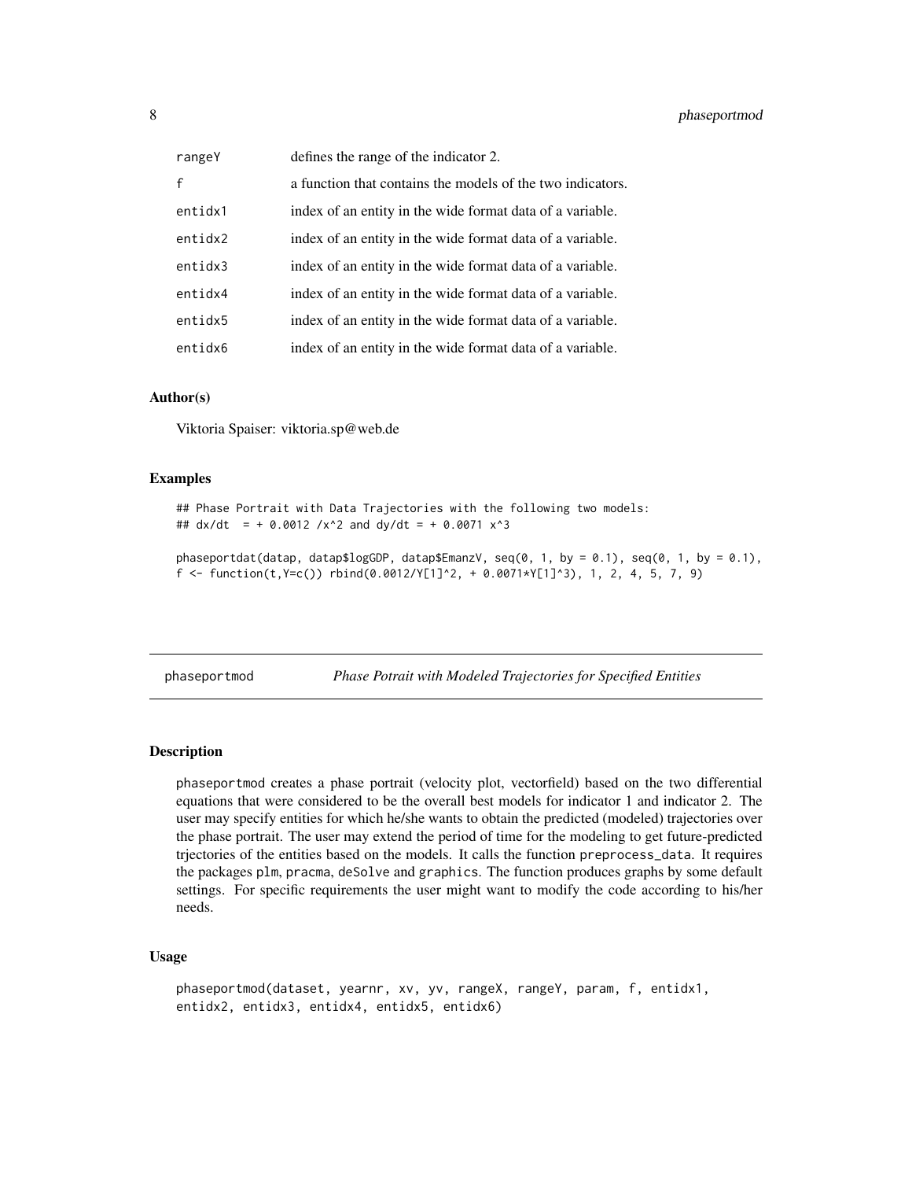| | |
|---|---|
| rangeY | defines the range of the indicator 2. |
| f | a function that contains the models of the two indicators. |
| entidx1 | index of an entity in the wide format data of a variable. |
| entidx2 | index of an entity in the wide format data of a variable. |
| entidx3 | index of an entity in the wide format data of a variable. |
| entidx4 | index of an entity in the wide format data of a variable. |
| entidx5 | index of an entity in the wide format data of a variable. |
| entidx6 | index of an entity in the wide format data of a variable. |

### Author(s)

Viktoria Spaiser: viktoria.sp@web.de

### Examples

```
## Phase Portrait with Data Trajectories with the following two models:
## dx/dt  = + 0.0012 /x^2 and dy/dt = + 0.0071 x^3

phaseportdat(datap, datap$logGDP, datap$EmanzV, seq(0, 1, by = 0.1), seq(0, 1, by = 0.1),
f <- function(t,Y=c()) rbind(0.0012/Y[1]^2, + 0.0071*Y[1]^3), 1, 2, 4, 5, 7, 9)
```

---

## phaseportmod — *Phase Potrait with Modeled Trajectories for Specified Entities*

### Description

phaseportmod creates a phase portrait (velocity plot, vectorfield) based on the two differential equations that were considered to be the overall best models for indicator 1 and indicator 2. The user may specify entities for which he/she wants to obtain the predicted (modeled) trajectories over the phase portrait. The user may extend the period of time for the modeling to get future-predicted trjectories of the entities based on the models. It calls the function preprocess_data. It requires the packages plm, pracma, deSolve and graphics. The function produces graphs by some default settings. For specific requirements the user might want to modify the code according to his/her needs.

### Usage

```
phaseportmod(dataset, yearnr, xv, yv, rangeX, rangeY, param, f, entidx1,
entidx2, entidx3, entidx4, entidx5, entidx6)
```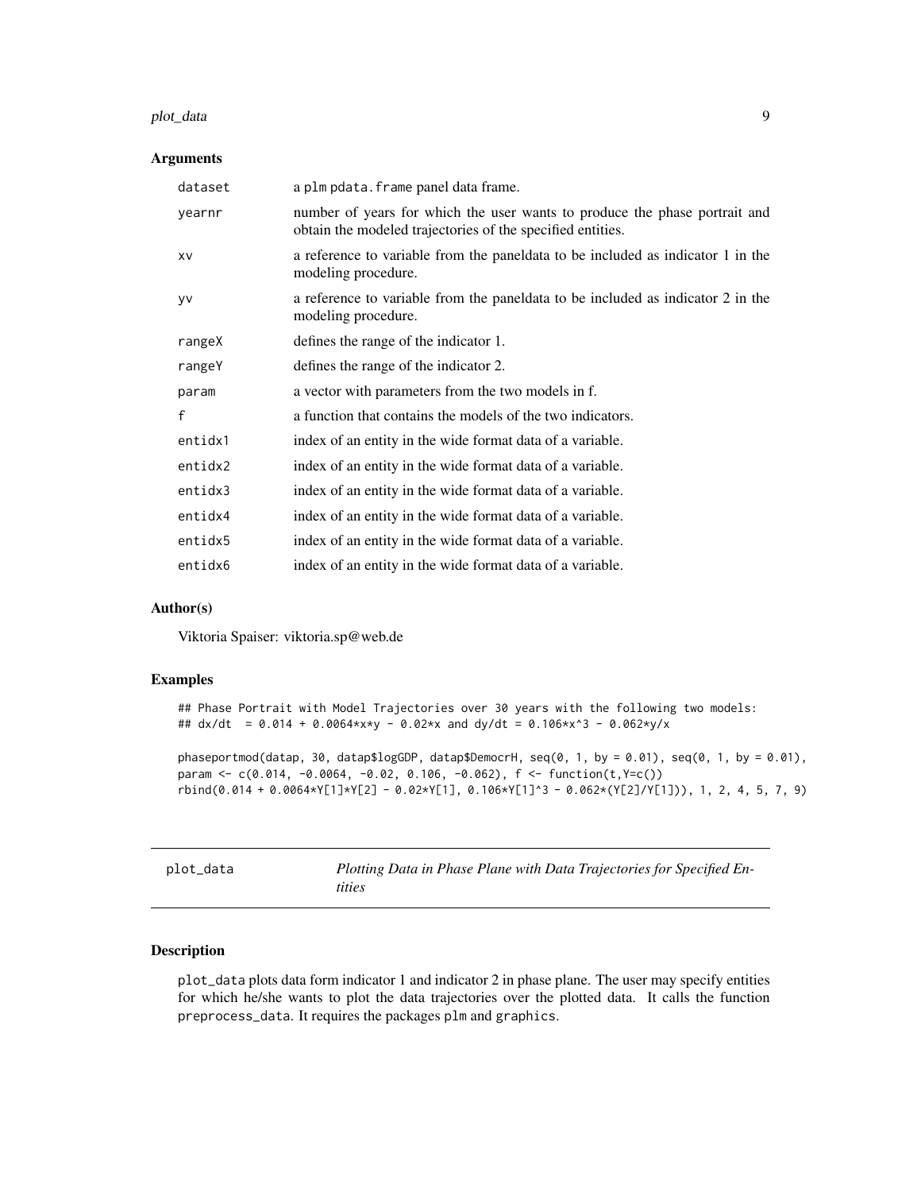### Arguments

| | |
|---|---|
| dataset | a plm pdata.frame panel data frame. |
| yearnr | number of years for which the user wants to produce the phase portrait and obtain the modeled trajectories of the specified entities. |
| xv | a reference to variable from the paneldata to be included as indicator 1 in the modeling procedure. |
| yv | a reference to variable from the paneldata to be included as indicator 2 in the modeling procedure. |
| rangeX | defines the range of the indicator 1. |
| rangeY | defines the range of the indicator 2. |
| param | a vector with parameters from the two models in f. |
| f | a function that contains the models of the two indicators. |
| entidx1 | index of an entity in the wide format data of a variable. |
| entidx2 | index of an entity in the wide format data of a variable. |
| entidx3 | index of an entity in the wide format data of a variable. |
| entidx4 | index of an entity in the wide format data of a variable. |
| entidx5 | index of an entity in the wide format data of a variable. |
| entidx6 | index of an entity in the wide format data of a variable. |

### Author(s)

Viktoria Spaiser: viktoria.sp@web.de

### Examples

```
## Phase Portrait with Model Trajectories over 30 years with the following two models:
## dx/dt  = 0.014 + 0.0064*x*y - 0.02*x and dy/dt = 0.106*x^3 - 0.062*y/x

phaseportmod(datap, 30, datap$logGDP, datap$DemocrH, seq(0, 1, by = 0.01), seq(0, 1, by = 0.01),
param <- c(0.014, -0.0064, -0.02, 0.106, -0.062), f <- function(t,Y=c())
rbind(0.014 + 0.0064*Y[1]*Y[2] - 0.02*Y[1], 0.106*Y[1]^3 - 0.062*(Y[2]/Y[1])), 1, 2, 4, 5, 7, 9)
```

---

## plot_data — *Plotting Data in Phase Plane with Data Trajectories for Specified Entities*

### Description

plot_data plots data form indicator 1 and indicator 2 in phase plane. The user may specify entities for which he/she wants to plot the data trajectories over the plotted data. It calls the function preprocess_data. It requires the packages plm and graphics.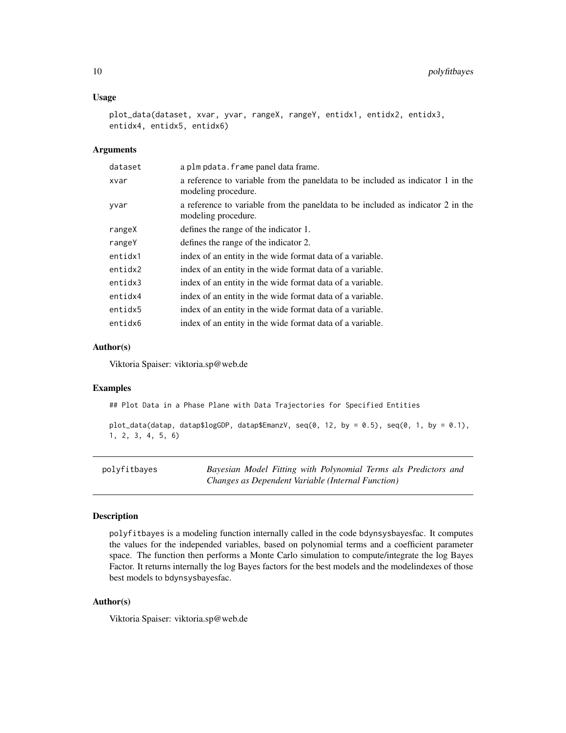### Usage

```
plot_data(dataset, xvar, yvar, rangeX, rangeY, entidx1, entidx2, entidx3,
entidx4, entidx5, entidx6)
```

### Arguments

| | |
|---|---|
| dataset | a plm pdata.frame panel data frame. |
| xvar | a reference to variable from the paneldata to be included as indicator 1 in the modeling procedure. |
| yvar | a reference to variable from the paneldata to be included as indicator 2 in the modeling procedure. |
| rangeX | defines the range of the indicator 1. |
| rangeY | defines the range of the indicator 2. |
| entidx1 | index of an entity in the wide format data of a variable. |
| entidx2 | index of an entity in the wide format data of a variable. |
| entidx3 | index of an entity in the wide format data of a variable. |
| entidx4 | index of an entity in the wide format data of a variable. |
| entidx5 | index of an entity in the wide format data of a variable. |
| entidx6 | index of an entity in the wide format data of a variable. |

### Author(s)

Viktoria Spaiser: viktoria.sp@web.de

### Examples

```
## Plot Data in a Phase Plane with Data Trajectories for Specified Entities

plot_data(datap, datap$logGDP, datap$EmanzV, seq(0, 12, by = 0.5), seq(0, 1, by = 0.1),
1, 2, 3, 4, 5, 6)
```

---

## polyfitbayes    *Bayesian Model Fitting with Polynomial Terms als Predictors and Changes as Dependent Variable (Internal Function)*

### Description

polyfitbayes is a modeling function internally called in the code bdynsysbayesfac. It computes the values for the independed variables, based on polynomial terms and a coefficient parameter space. The function then performs a Monte Carlo simulation to compute/integrate the log Bayes Factor. It returns internally the log Bayes factors for the best models and the modelindexes of those best models to bdynsysbayesfac.

### Author(s)

Viktoria Spaiser: viktoria.sp@web.de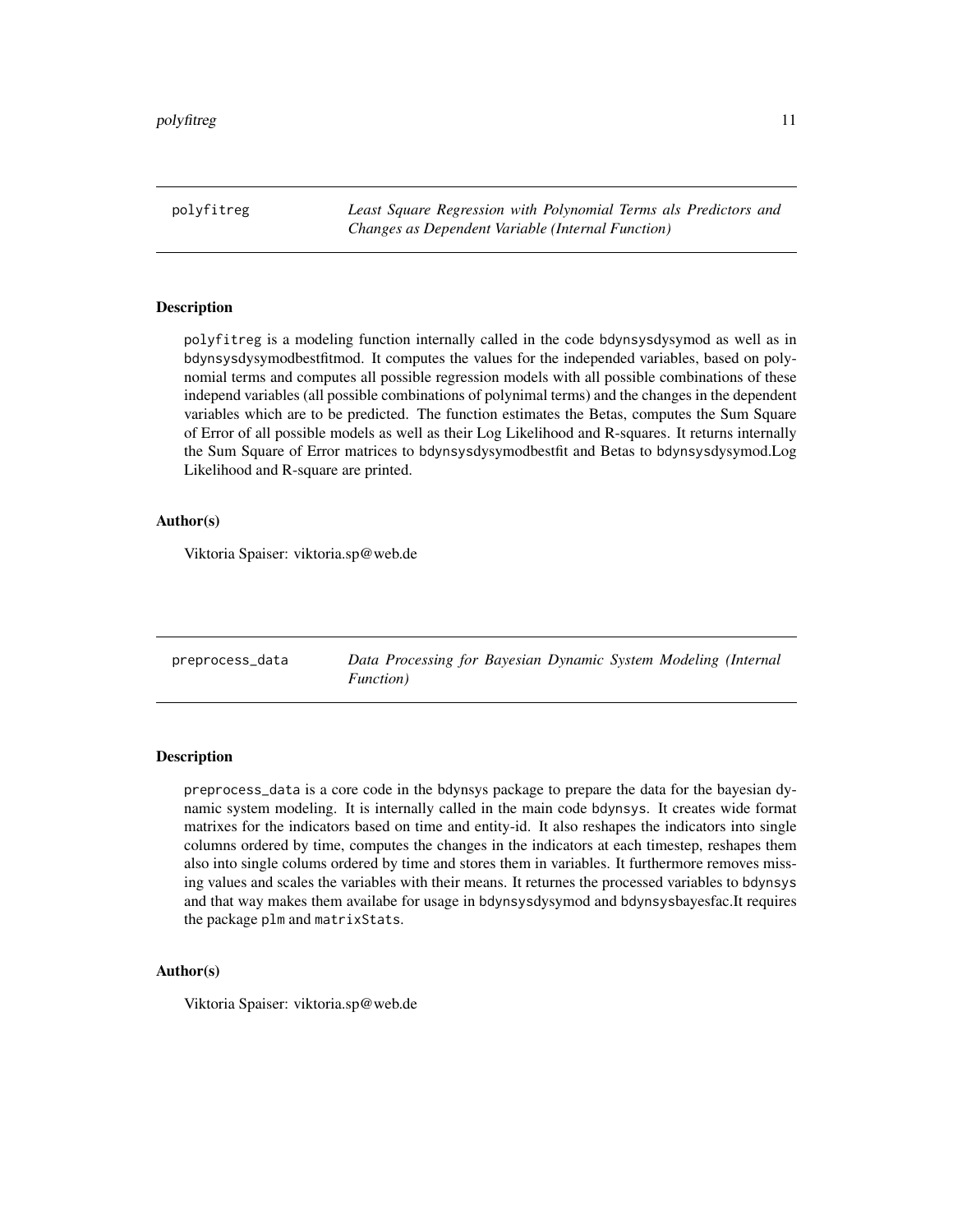## polyfitreg

*Least Square Regression with Polynomial Terms als Predictors and Changes as Dependent Variable (Internal Function)*

### Description

`polyfitreg` is a modeling function internally called in the code bdynsysdysymod as well as in bdynsysdysymodbestfitmod. It computes the values for the independed variables, based on polynomial terms and computes all possible regression models with all possible combinations of these independ variables (all possible combinations of polynimal terms) and the changes in the dependent variables which are to be predicted. The function estimates the Betas, computes the Sum Square of Error of all possible models as well as their Log Likelihood and R-squares. It returns internally the Sum Square of Error matrices to `bdynsysdysymodbestfit` and Betas to `bdynsysdysymod`.Log Likelihood and R-square are printed.

### Author(s)

Viktoria Spaiser: viktoria.sp@web.de

## preprocess_data

*Data Processing for Bayesian Dynamic System Modeling (Internal Function)*

### Description

`preprocess_data` is a core code in the bdynsys package to prepare the data for the bayesian dynamic system modeling. It is internally called in the main code `bdynsys`. It creates wide format matrixes for the indicators based on time and entity-id. It also reshapes the indicators into single columns ordered by time, computes the changes in the indicators at each timestep, reshapes them also into single colums ordered by time and stores them in variables. It furthermore removes missing values and scales the variables with their means. It returnes the processed variables to `bdynsys` and that way makes them availabe for usage in `bdynsysdysymod` and bdynsysbayesfac.It requires the package `plm` and `matrixStats`.

### Author(s)

Viktoria Spaiser: viktoria.sp@web.de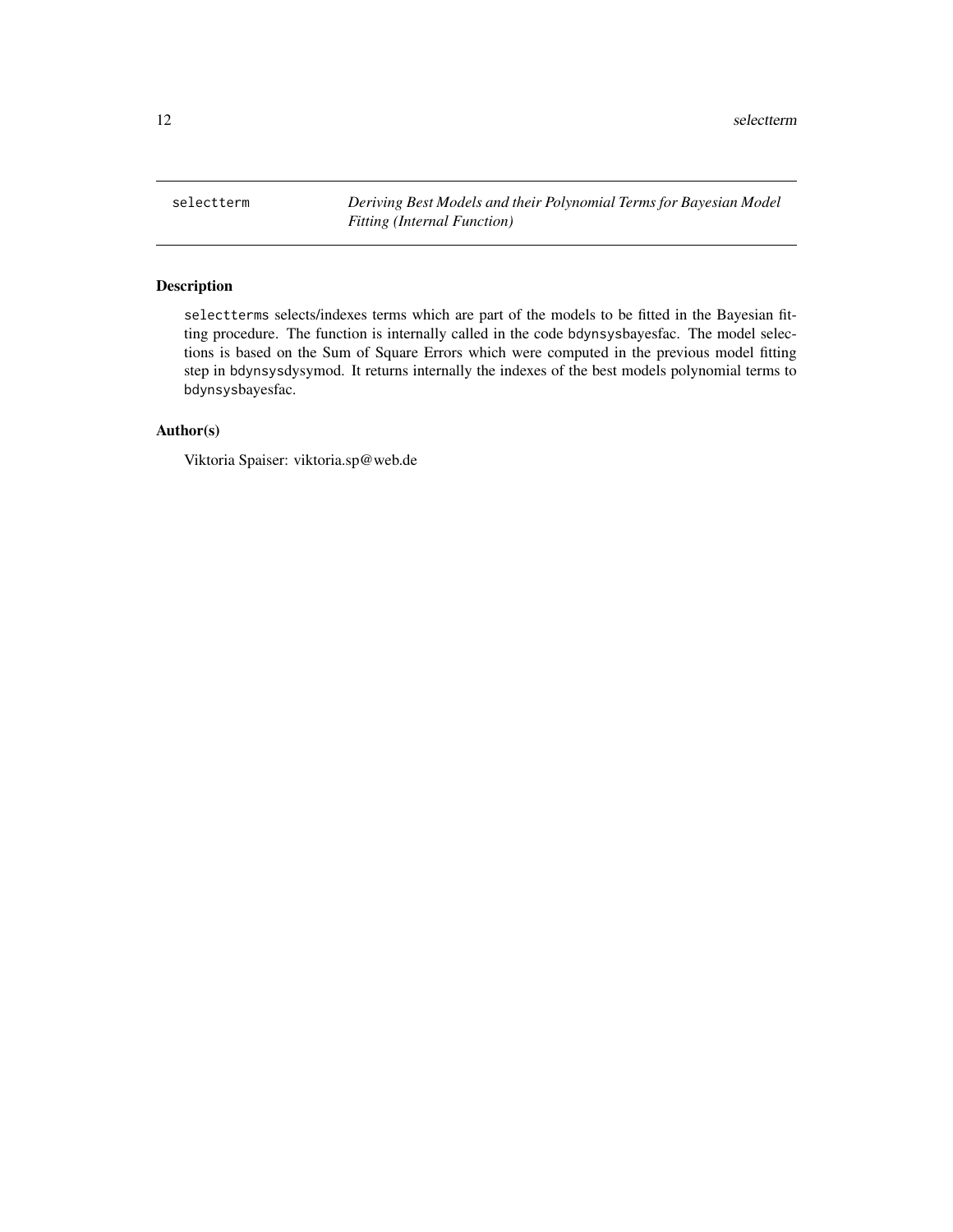selectterm *Deriving Best Models and their Polynomial Terms for Bayesian Model Fitting (Internal Function)*

## Description

`selectterms` selects/indexes terms which are part of the models to be fitted in the Bayesian fitting procedure. The function is internally called in the code `bdynsysbayesfac`. The model selections is based on the Sum of Square Errors which were computed in the previous model fitting step in `bdynsysdysymod`. It returns internally the indexes of the best models polynomial terms to `bdynsysbayesfac`.

## Author(s)

Viktoria Spaiser: viktoria.sp@web.de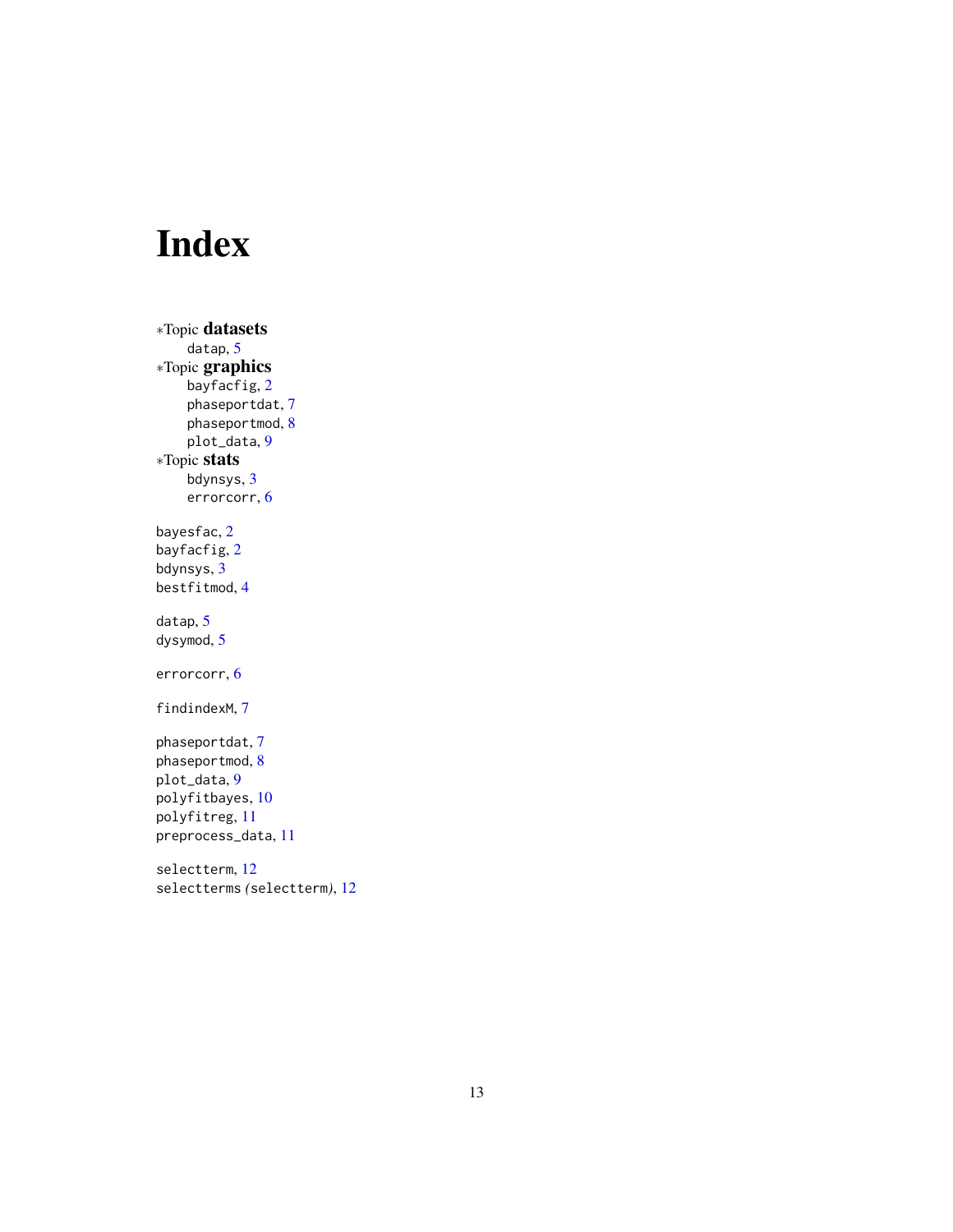# Index

*Topic **datasets**
    datap, 5
*Topic **graphics**
    bayfacfig, 2
    phaseportdat, 7
    phaseportmod, 8
    plot_data, 9
*Topic **stats**
    bdynsys, 3
    errorcorr, 6

bayesfac, 2
bayfacfig, 2
bdynsys, 3
bestfitmod, 4

datap, 5
dysymod, 5

errorcorr, 6

findindexM, 7

phaseportdat, 7
phaseportmod, 8
plot_data, 9
polyfitbayes, 10
polyfitreg, 11
preprocess_data, 11

selectterm, 12
selectterms *(*selectterm*)*, 12